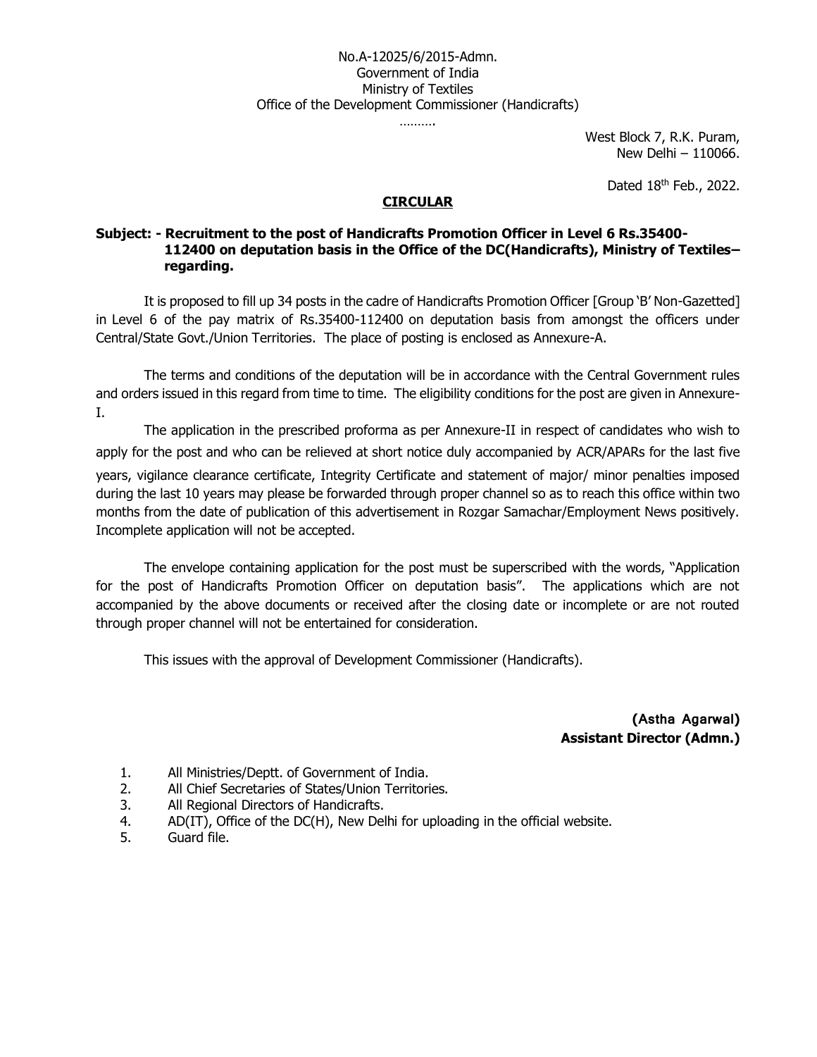No.A-12025/6/2015-Admn.
Government of India
Ministry of Textiles
Office of the Development Commissioner (Handicrafts)

……….

West Block 7, R.K. Puram,
New Delhi – 110066.

Dated 18th Feb., 2022.

## CIRCULAR

**Subject: - Recruitment to the post of Handicrafts Promotion Officer in Level 6 Rs.35400-112400 on deputation basis in the Office of the DC(Handicrafts), Ministry of Textiles– regarding.**

It is proposed to fill up 34 posts in the cadre of Handicrafts Promotion Officer [Group 'B' Non-Gazetted] in Level 6 of the pay matrix of Rs.35400-112400 on deputation basis from amongst the officers under Central/State Govt./Union Territories. The place of posting is enclosed as Annexure-A.

The terms and conditions of the deputation will be in accordance with the Central Government rules and orders issued in this regard from time to time. The eligibility conditions for the post are given in Annexure-I.

The application in the prescribed proforma as per Annexure-II in respect of candidates who wish to apply for the post and who can be relieved at short notice duly accompanied by ACR/APARs for the last five years, vigilance clearance certificate, Integrity Certificate and statement of major/ minor penalties imposed during the last 10 years may please be forwarded through proper channel so as to reach this office within two months from the date of publication of this advertisement in Rozgar Samachar/Employment News positively. Incomplete application will not be accepted.

The envelope containing application for the post must be superscribed with the words, "Application for the post of Handicrafts Promotion Officer on deputation basis". The applications which are not accompanied by the above documents or received after the closing date or incomplete or are not routed through proper channel will not be entertained for consideration.

This issues with the approval of Development Commissioner (Handicrafts).

**(Astha Agarwal)**
**Assistant Director (Admn.)**

1. All Ministries/Deptt. of Government of India.
2. All Chief Secretaries of States/Union Territories.
3. All Regional Directors of Handicrafts.
4. AD(IT), Office of the DC(H), New Delhi for uploading in the official website.
5. Guard file.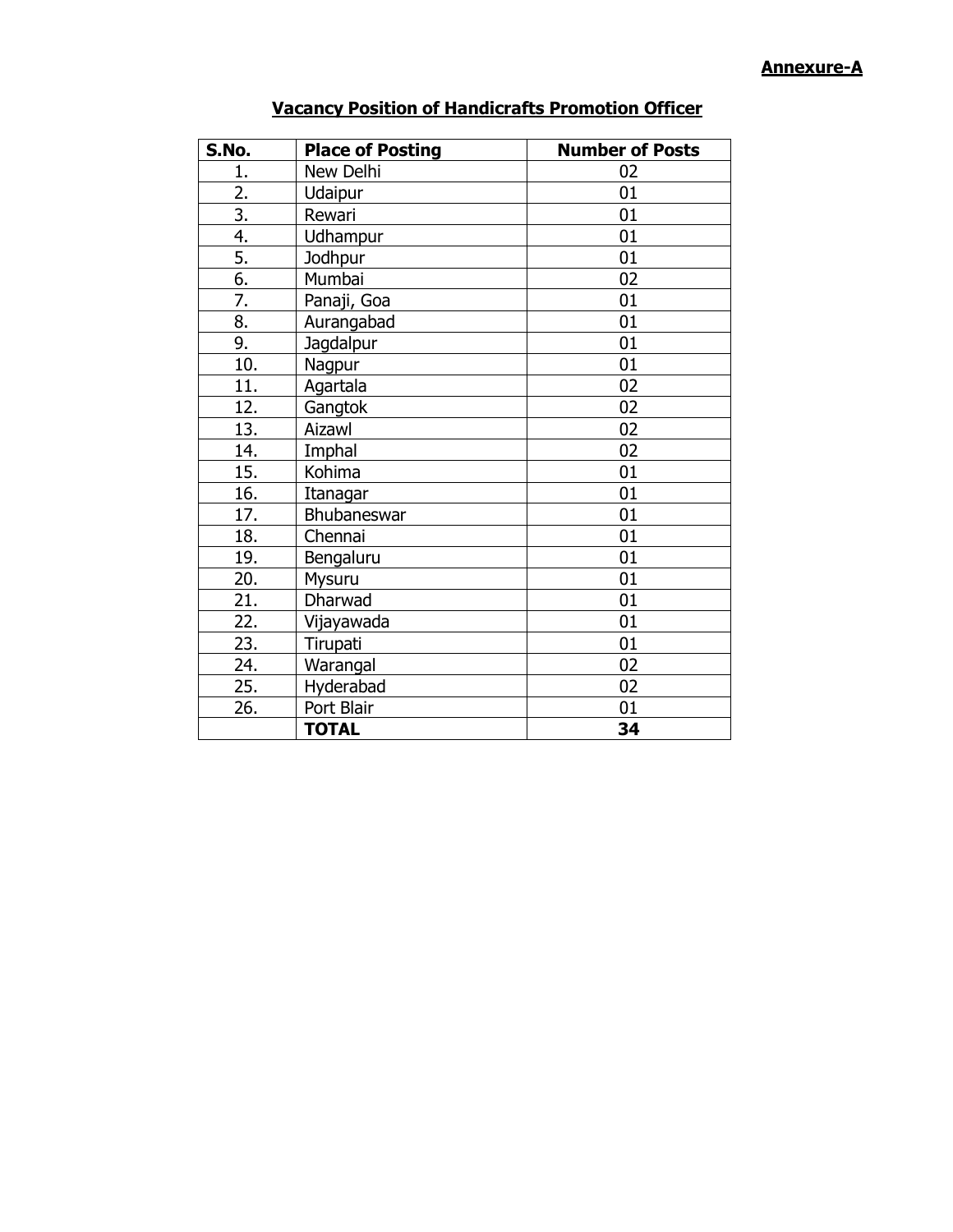**Annexure-A**

## Vacancy Position of Handicrafts Promotion Officer

| S.No. | Place of Posting | Number of Posts |
|---|---|---|
| 1. | New Delhi | 02 |
| 2. | Udaipur | 01 |
| 3. | Rewari | 01 |
| 4. | Udhampur | 01 |
| 5. | Jodhpur | 01 |
| 6. | Mumbai | 02 |
| 7. | Panaji, Goa | 01 |
| 8. | Aurangabad | 01 |
| 9. | Jagdalpur | 01 |
| 10. | Nagpur | 01 |
| 11. | Agartala | 02 |
| 12. | Gangtok | 02 |
| 13. | Aizawl | 02 |
| 14. | Imphal | 02 |
| 15. | Kohima | 01 |
| 16. | Itanagar | 01 |
| 17. | Bhubaneswar | 01 |
| 18. | Chennai | 01 |
| 19. | Bengaluru | 01 |
| 20. | Mysuru | 01 |
| 21. | Dharwad | 01 |
| 22. | Vijayawada | 01 |
| 23. | Tirupati | 01 |
| 24. | Warangal | 02 |
| 25. | Hyderabad | 02 |
| 26. | Port Blair | 01 |
| | **TOTAL** | **34** |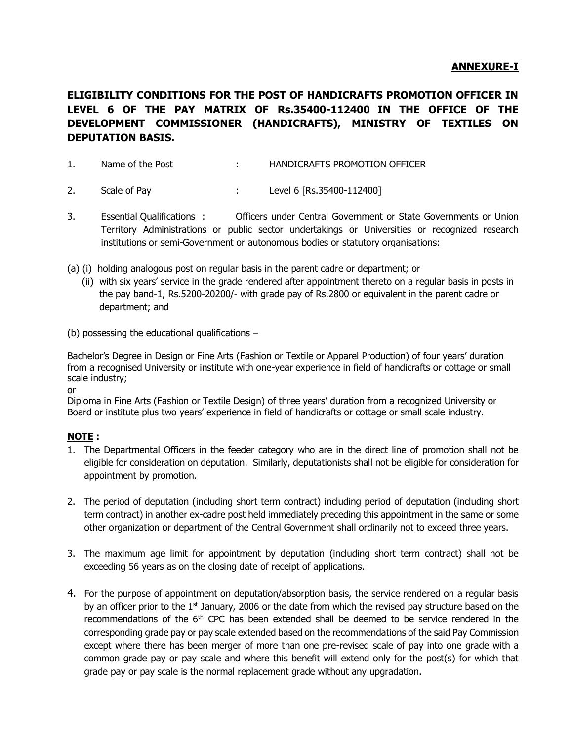**ANNEXURE-I**

## ELIGIBILITY CONDITIONS FOR THE POST OF HANDICRAFTS PROMOTION OFFICER IN LEVEL 6 OF THE PAY MATRIX OF Rs.35400-112400 IN THE OFFICE OF THE DEVELOPMENT COMMISSIONER (HANDICRAFTS), MINISTRY OF TEXTILES ON DEPUTATION BASIS.

1. Name of the Post : HANDICRAFTS PROMOTION OFFICER

2. Scale of Pay : Level 6 [Rs.35400-112400]

3. Essential Qualifications : Officers under Central Government or State Governments or Union Territory Administrations or public sector undertakings or Universities or recognized research institutions or semi-Government or autonomous bodies or statutory organisations:

(a) (i) holding analogous post on regular basis in the parent cadre or department; or

(ii) with six years' service in the grade rendered after appointment thereto on a regular basis in posts in the pay band-1, Rs.5200-20200/- with grade pay of Rs.2800 or equivalent in the parent cadre or department; and

(b) possessing the educational qualifications –

Bachelor's Degree in Design or Fine Arts (Fashion or Textile or Apparel Production) of four years' duration from a recognised University or institute with one-year experience in field of handicrafts or cottage or small scale industry;

or

Diploma in Fine Arts (Fashion or Textile Design) of three years' duration from a recognized University or Board or institute plus two years' experience in field of handicrafts or cottage or small scale industry.

**NOTE :**

1. The Departmental Officers in the feeder category who are in the direct line of promotion shall not be eligible for consideration on deputation. Similarly, deputationists shall not be eligible for consideration for appointment by promotion.

2. The period of deputation (including short term contract) including period of deputation (including short term contract) in another ex-cadre post held immediately preceding this appointment in the same or some other organization or department of the Central Government shall ordinarily not to exceed three years.

3. The maximum age limit for appointment by deputation (including short term contract) shall not be exceeding 56 years as on the closing date of receipt of applications.

4. For the purpose of appointment on deputation/absorption basis, the service rendered on a regular basis by an officer prior to the 1st January, 2006 or the date from which the revised pay structure based on the recommendations of the 6th CPC has been extended shall be deemed to be service rendered in the corresponding grade pay or pay scale extended based on the recommendations of the said Pay Commission except where there has been merger of more than one pre-revised scale of pay into one grade with a common grade pay or pay scale and where this benefit will extend only for the post(s) for which that grade pay or pay scale is the normal replacement grade without any upgradation.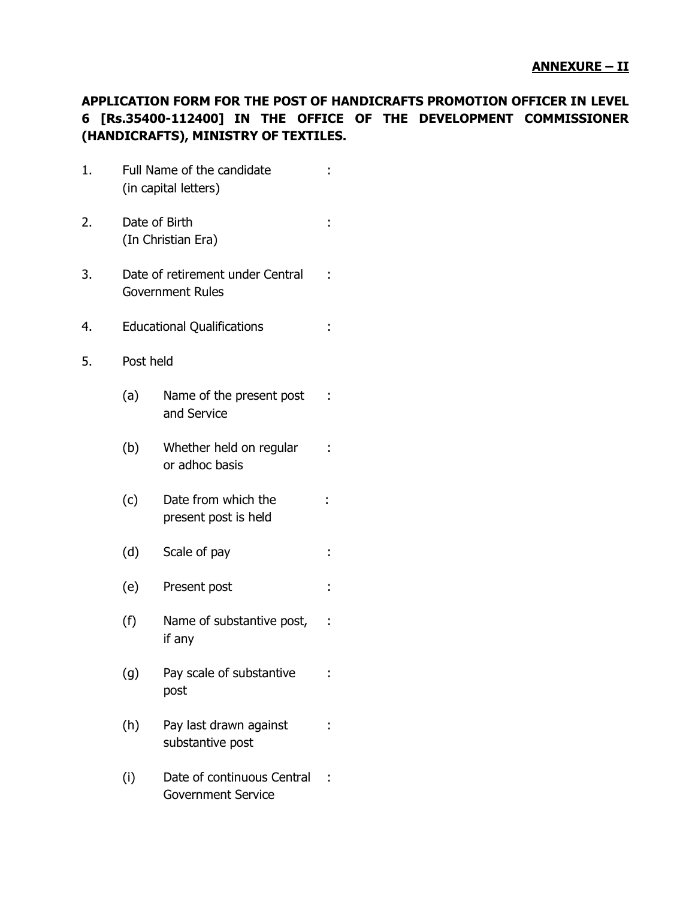**ANNEXURE – II**

**APPLICATION FORM FOR THE POST OF HANDICRAFTS PROMOTION OFFICER IN LEVEL 6 [Rs.35400-112400] IN THE OFFICE OF THE DEVELOPMENT COMMISSIONER (HANDICRAFTS), MINISTRY OF TEXTILES.**

1. Full Name of the candidate (in capital letters) :

2. Date of Birth (In Christian Era) :

3. Date of retirement under Central Government Rules :

4. Educational Qualifications :

5. Post held

   (a) Name of the present post and Service :

   (b) Whether held on regular or adhoc basis :

   (c) Date from which the present post is held :

   (d) Scale of pay :

   (e) Present post :

   (f) Name of substantive post, if any :

   (g) Pay scale of substantive post :

   (h) Pay last drawn against substantive post :

   (i) Date of continuous Central Government Service :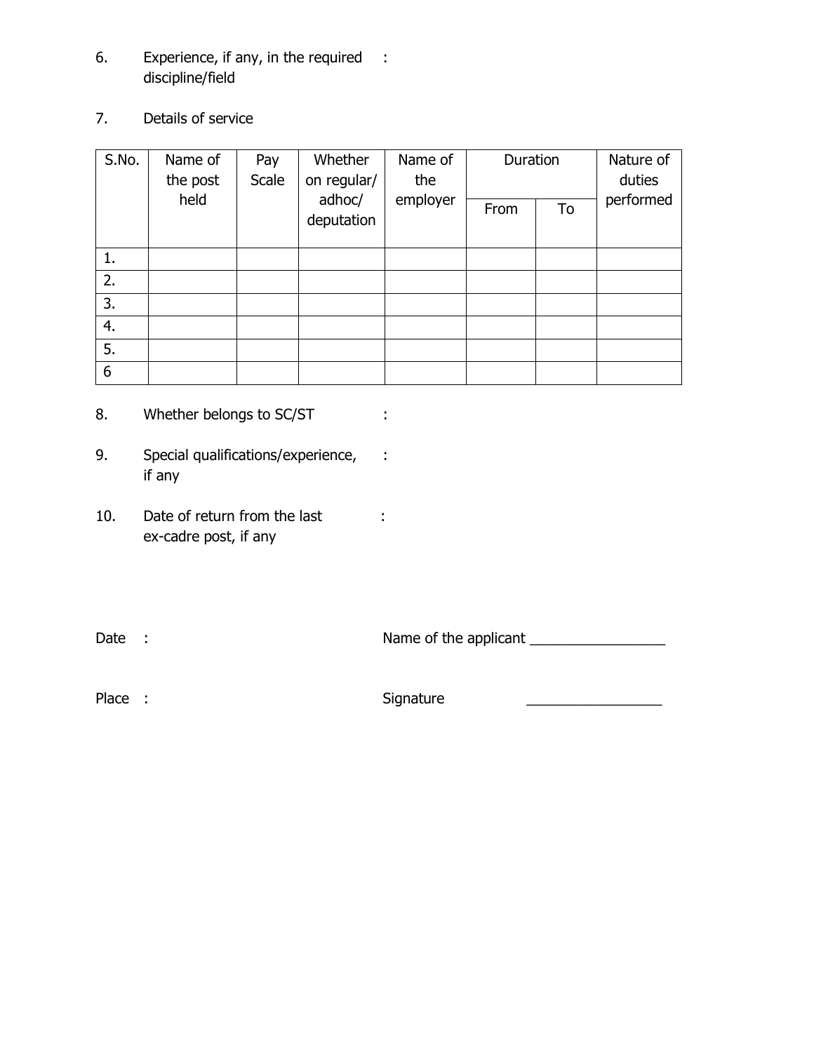6. Experience, if any, in the required discipline/field :

7. Details of service

| S.No. | Name of the post held | Pay Scale | Whether on regular/ adhoc/ deputation | Name of the employer | Duration | | Nature of duties performed |
|---|---|---|---|---|---|---|---|
| | | | | | From | To | |
| 1. | | | | | | | |
| 2. | | | | | | | |
| 3. | | | | | | | |
| 4. | | | | | | | |
| 5. | | | | | | | |
| 6 | | | | | | | |

8. Whether belongs to SC/ST :

9. Special qualifications/experience, if any :

10. Date of return from the last ex-cadre post, if any :

Date :

Name of the applicant _________________

Place :

Signature _________________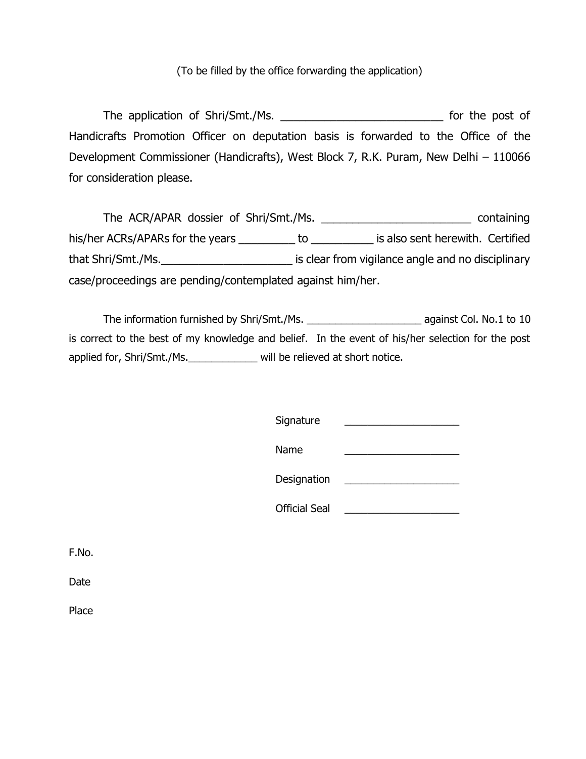(To be filled by the office forwarding the application)

The application of Shri/Smt./Ms. ___________________________ for the post of Handicrafts Promotion Officer on deputation basis is forwarded to the Office of the Development Commissioner (Handicrafts), West Block 7, R.K. Puram, New Delhi – 110066 for consideration please.

The ACR/APAR dossier of Shri/Smt./Ms. _________________________ containing his/her ACRs/APARs for the years _________ to __________ is also sent herewith. Certified that Shri/Smt./Ms.______________________ is clear from vigilance angle and no disciplinary case/proceedings are pending/contemplated against him/her.

The information furnished by Shri/Smt./Ms. ____________________ against Col. No.1 to 10 is correct to the best of my knowledge and belief. In the event of his/her selection for the post applied for, Shri/Smt./Ms.____________ will be relieved at short notice.

Signature ____________________

Name ____________________

Designation ____________________

Official Seal ____________________

F.No.

Date

Place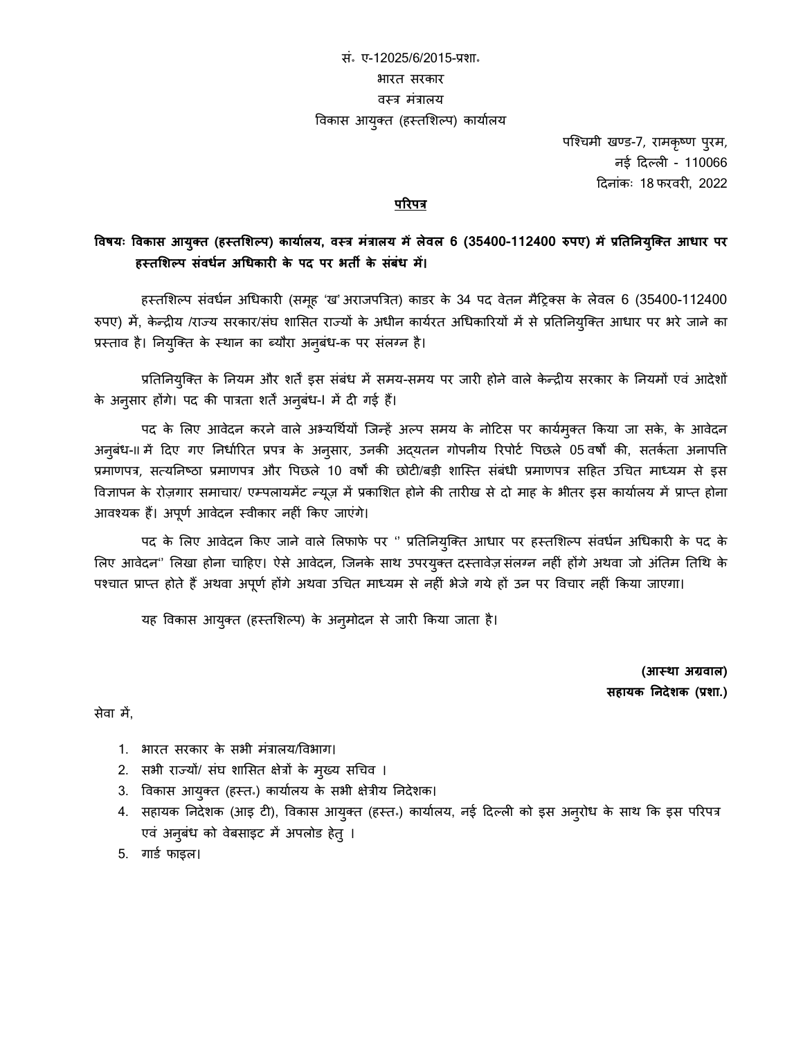सं॰ ए-12025/6/2015-प्रशा॰

भारत सरकार

वस्त्र मंत्रालय

विकास आयुक्त (हस्तशिल्प) कार्यालय

पश्चिमी खण्ड-7, रामकृष्ण पुरम,

नई दिल्ली - 110066

दिनांकः 18 फरवरी, 2022

**परिपत्र**

**विषयः विकास आयुक्त (हस्तशिल्प) कार्यालय, वस्त्र मंत्रालय में लेवल 6 (35400-112400 रुपए) में प्रतिनियुक्ति आधार पर हस्तशिल्प संवर्धन अधिकारी के पद पर भर्ती के संबंध में।**

हस्तशिल्प संवर्धन अधिकारी (समूह 'ख' अराजपत्रित) काडर के 34 पद वेतन मैट्रिक्स के लेवल 6 (35400-112400 रुपए) में, केन्द्रीय /राज्य सरकार/संघ शासित राज्यों के अधीन कार्यरत अधिकारियों में से प्रतिनियुक्ति आधार पर भरे जाने का प्रस्ताव है। नियुक्ति के स्थान का ब्यौरा अनुबंध-क पर संलग्न है।

प्रतिनियुक्ति के नियम और शर्तें इस संबंध में समय-समय पर जारी होने वाले केन्द्रीय सरकार के नियमों एवं आदेशों के अनुसार होंगे। पद की पात्रता शर्तें अनुबंध-I में दी गई हैं।

पद के लिए आवेदन करने वाले अभ्यर्थियों जिन्हें अल्प समय के नोटिस पर कार्यमुक्त किया जा सके, के आवेदन अनुबंध-II में दिए गए निर्धारित प्रपत्र के अनुसार, उनकी अद्यतन गोपनीय रिपोर्ट पिछले 05 वर्षों की, सतर्कता अनापत्ति प्रमाणपत्र, सत्यनिष्ठा प्रमाणपत्र और पिछले 10 वर्षों की छोटी/बड़ी शास्ति संबंधी प्रमाणपत्र सहित उचित माध्यम से इस विज्ञापन के रोज़गार समाचार/ एम्पलायमेंट न्यूज़ में प्रकाशित होने की तारीख से दो माह के भीतर इस कार्यालय में प्राप्त होना आवश्यक हैं। अपूर्ण आवेदन स्वीकार नहीं किए जाएंगे।

पद के लिए आवेदन किए जाने वाले लिफाफे पर '' प्रतिनियुक्ति आधार पर हस्तशिल्प संवर्धन अधिकारी के पद के लिए आवेदन'' लिखा होना चाहिए। ऐसे आवेदन, जिनके साथ उपरयुक्त दस्तावेज़ संलग्न नहीं होंगे अथवा जो अंतिम तिथि के पश्चात प्राप्त होते हैं अथवा अपूर्ण होंगे अथवा उचित माध्यम से नहीं भेजे गये हों उन पर विचार नहीं किया जाएगा।

यह विकास आयुक्त (हस्तशिल्प) के अनुमोदन से जारी किया जाता है।

**(आस्था अग्रवाल)**

**सहायक निदेशक (प्रशा.)**

सेवा में,

1. भारत सरकार के सभी मंत्रालय/विभाग।
2. सभी राज्यों/ संघ शासित क्षेत्रों के मुख्य सचिव ।
3. विकास आयुक्त (हस्त॰) कार्यालय के सभी क्षेत्रीय निदेशक।
4. सहायक निदेशक (आइ टी), विकास आयुक्त (हस्त॰) कार्यालय, नई दिल्ली को इस अनुरोध के साथ कि इस परिपत्र एवं अनुबंध को वेबसाइट में अपलोड हेतु ।
5. गार्ड फाइल।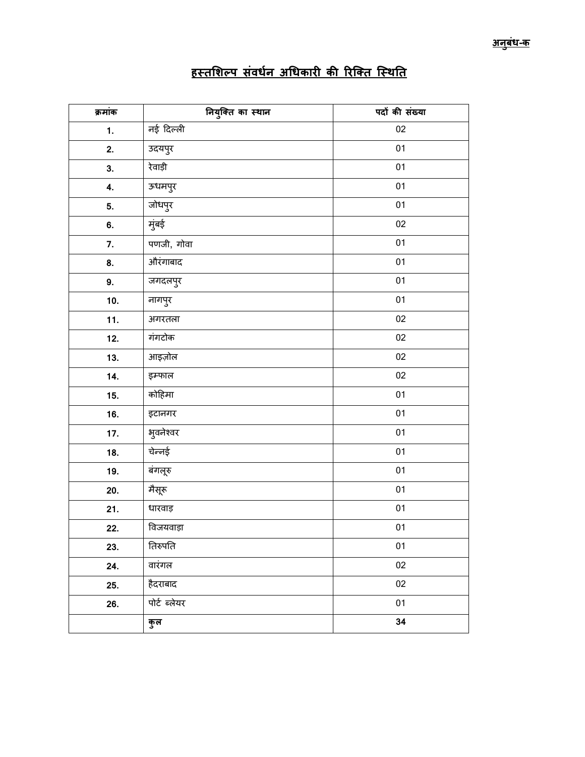**अनुबंध-क**

## हस्तशिल्प संवर्धन अधिकारी की रिक्ति स्थिति

| क्रमांक | नियुक्ति का स्थान | पदों की संख्या |
|---|---|---|
| 1. | नई दिल्ली | 02 |
| 2. | उदयपुर | 01 |
| 3. | रेवाड़ी | 01 |
| 4. | ऊधमपुर | 01 |
| 5. | जोधपुर | 01 |
| 6. | मुंबई | 02 |
| 7. | पणजी, गोवा | 01 |
| 8. | औरंगाबाद | 01 |
| 9. | जगदलपुर | 01 |
| 10. | नागपुर | 01 |
| 11. | अगरतला | 02 |
| 12. | गंगटोक | 02 |
| 13. | आइज़ोल | 02 |
| 14. | इम्फाल | 02 |
| 15. | कोहिमा | 01 |
| 16. | इटानगर | 01 |
| 17. | भुवनेश्वर | 01 |
| 18. | चेन्नई | 01 |
| 19. | बंगलूरु | 01 |
| 20. | मैसूरू | 01 |
| 21. | धारवाड़ | 01 |
| 22. | विजयवाड़ा | 01 |
| 23. | तिरुपति | 01 |
| 24. | वारंगल | 02 |
| 25. | हैदराबाद | 02 |
| 26. | पोर्ट ब्लेयर | 01 |
| | **कुल** | **34** |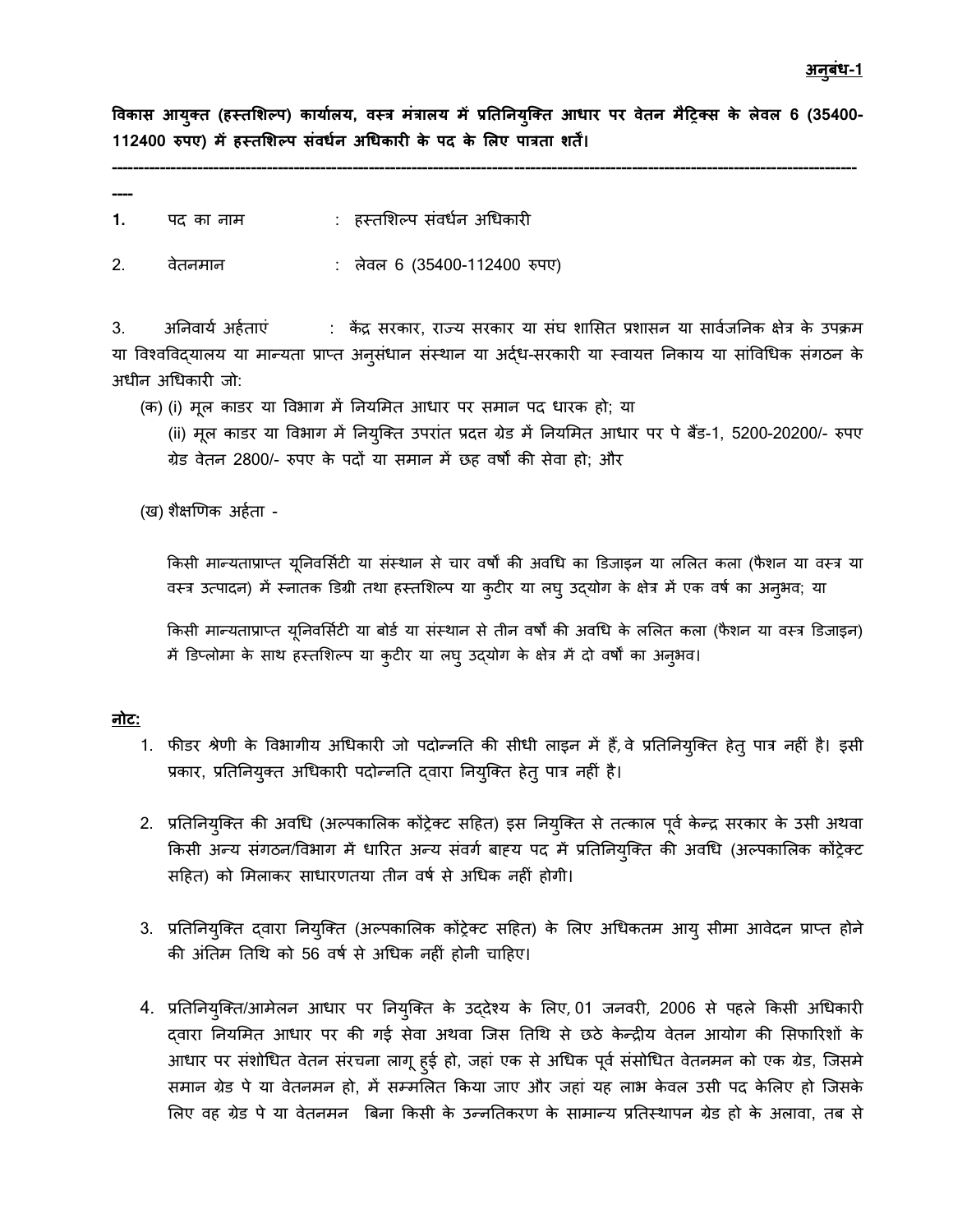**अनुबंध-1**

**विकास आयुक्त (हस्तशिल्प) कार्यालय, वस्त्र मंत्रालय में प्रतिनियुक्ति आधार पर वेतन मैट्रिक्स के लेवल 6 (35400-112400 रुपए) में हस्तशिल्प संवर्धन अधिकारी के पद के लिए पात्रता शर्तें।**

---

1. पद का नाम : हस्तशिल्प संवर्धन अधिकारी

2. वेतनमान : लेवल 6 (35400-112400 रुपए)

3. अनिवार्य अर्हताएं : केंद्र सरकार, राज्य सरकार या संघ शासित प्रशासन या सार्वजनिक क्षेत्र के उपक्रम या विश्वविद्यालय या मान्यता प्राप्त अनुसंधान संस्थान या अर्द्ध-सरकारी या स्वायत्त निकाय या सांविधिक संगठन के अधीन अधिकारी जो:

   (क) (i) मूल काडर या विभाग में नियमित आधार पर समान पद धारक हो; या

   (ii) मूल काडर या विभाग में नियुक्ति उपरांत प्रदत्त ग्रेड में नियमित आधार पर पे बैंड-1, 5200-20200/- रुपए ग्रेड वेतन 2800/- रुपए के पदों या समान में छह वर्षों की सेवा हो; और

   (ख) शैक्षणिक अर्हता -

   किसी मान्यताप्राप्त यूनिवर्सिटी या संस्थान से चार वर्षों की अवधि का डिजाइन या ललित कला (फैशन या वस्त्र या वस्त्र उत्पादन) में स्नातक डिग्री तथा हस्तशिल्प या कुटीर या लघु उद्योग के क्षेत्र में एक वर्ष का अनुभव; या

   किसी मान्यताप्राप्त यूनिवर्सिटी या बोर्ड या संस्थान से तीन वर्षों की अवधि के ललित कला (फैशन या वस्त्र डिजाइन) में डिप्लोमा के साथ हस्तशिल्प या कुटीर या लघु उद्योग के क्षेत्र में दो वर्षों का अनुभव।

**नोट:**

1. फीडर श्रेणी के विभागीय अधिकारी जो पदोन्नति की सीधी लाइन में हैं, वे प्रतिनियुक्ति हेतु पात्र नहीं है। इसी प्रकार, प्रतिनियुक्त अधिकारी पदोन्नति द्वारा नियुक्ति हेतु पात्र नहीं है।

2. प्रतिनियुक्ति की अवधि (अल्पकालिक कोंट्रेक्ट सहित) इस नियुक्ति से तत्काल पूर्व केन्द्र सरकार के उसी अथवा किसी अन्य संगठन/विभाग में धारित अन्य संवर्ग बाह्य पद में प्रतिनियुक्ति की अवधि (अल्पकालिक कोंट्रेक्ट सहित) को मिलाकर साधारणतया तीन वर्ष से अधिक नहीं होगी।

3. प्रतिनियुक्ति द्वारा नियुक्ति (अल्पकालिक कोंट्रेक्ट सहित) के लिए अधिकतम आयु सीमा आवेदन प्राप्त होने की अंतिम तिथि को 56 वर्ष से अधिक नहीं होनी चाहिए।

4. प्रतिनियुक्ति/आमेलन आधार पर नियुक्ति के उद्देश्य के लिए, 01 जनवरी, 2006 से पहले किसी अधिकारी द्वारा नियमित आधार पर की गई सेवा अथवा जिस तिथि से छठे केन्द्रीय वेतन आयोग की सिफारिशों के आधार पर संशोधित वेतन संरचना लागू हुई हो, जहां एक से अधिक पूर्व संसोधित वेतनमन को एक ग्रेड, जिसमे समान ग्रेड पे या वेतनमन हो, में सम्मिलित किया जाए और जहां यह लाभ केवल उसी पद केलिए हो जिसके लिए वह ग्रेड पे या वेतनमन बिना किसी के उन्नतिकरण के सामान्य प्रतिस्थापन ग्रेड हो के अलावा, तब से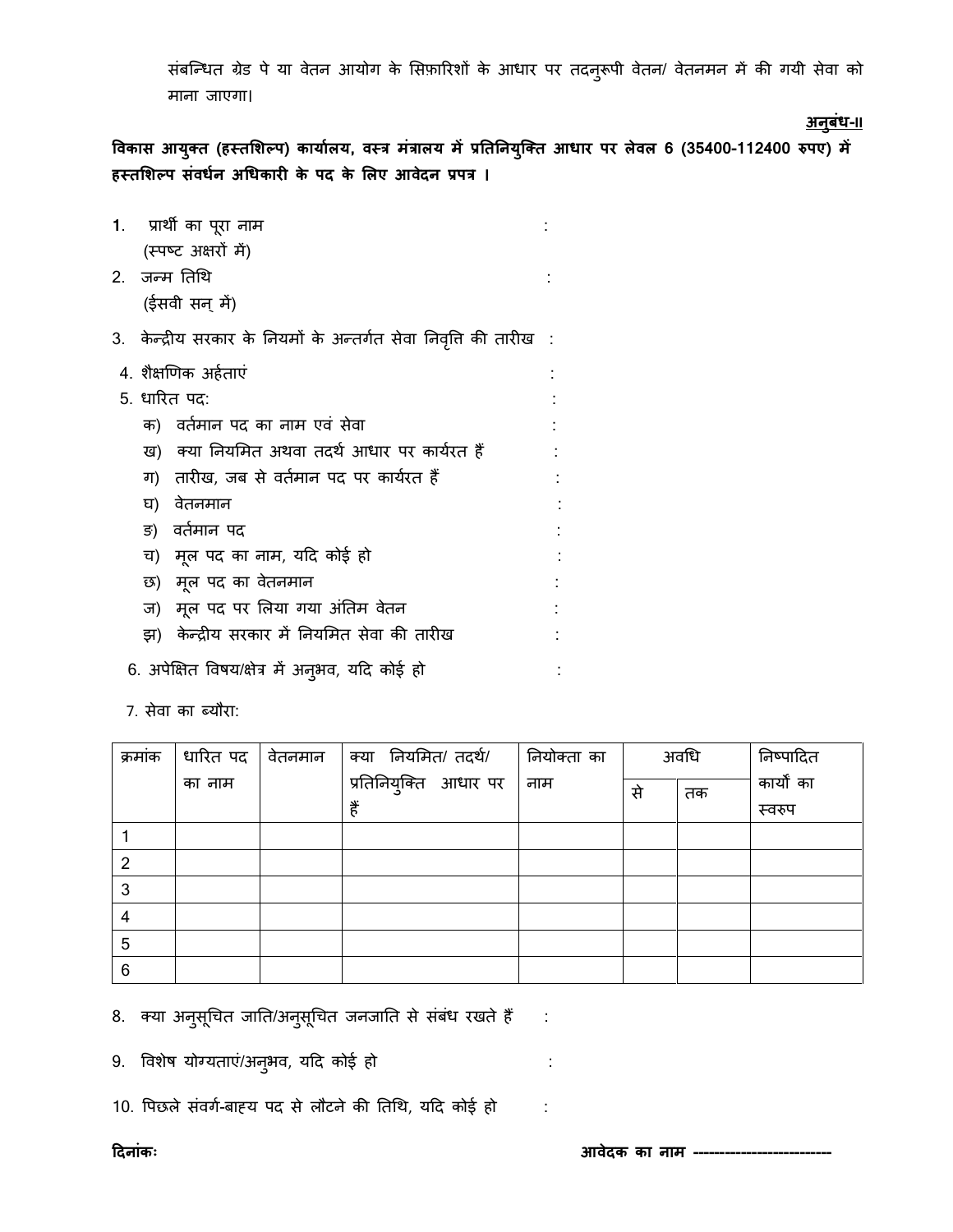संबन्धित ग्रेड पे या वेतन आयोग के सिफ़ारिशों के आधार पर तदनुरूपी वेतन/ वेतनमन में की गयी सेवा को माना जाएगा।

**अनुबंध-II**

**विकास आयुक्त (हस्तशिल्प) कार्यालय, वस्त्र मंत्रालय में प्रतिनियुक्ति आधार पर लेवल 6 (35400-112400 रुपए) में हस्तशिल्प संवर्धन अधिकारी के पद के लिए आवेदन प्रपत्र ।**

1. प्रार्थी का पूरा नाम (स्पष्ट अक्षरों में) :
2. जन्म तिथि (ईसवी सन् में) :
3. केन्द्रीय सरकार के नियमों के अन्तर्गत सेवा निवृत्ति की तारीख :
4. शैक्षणिक अर्हताएं :
5. धारित पद: :
   - क) वर्तमान पद का नाम एवं सेवा :
   - ख) क्या नियमित अथवा तदर्थ आधार पर कार्यरत हैं :
   - ग) तारीख, जब से वर्तमान पद पर कार्यरत हैं :
   - घ) वेतनमान :
   - ङ) वर्तमान पद :
   - च) मूल पद का नाम, यदि कोई हो :
   - छ) मूल पद का वेतनमान :
   - ज) मूल पद पर लिया गया अंतिम वेतन :
   - झ) केन्द्रीय सरकार में नियमित सेवा की तारीख :
6. अपेक्षित विषय/क्षेत्र में अनुभव, यदि कोई हो :
7. सेवा का ब्यौरा:

| क्रमांक | धारित पद का नाम | वेतनमान | क्या नियमित/ तदर्थ/ प्रतिनियुक्ति आधार पर हैं | नियोक्ता का नाम | अवधि | | निष्पादित कार्यों का स्वरुप |
|---|---|---|---|---|---|---|---|
| | | | | | से | तक | |
| 1 | | | | | | | |
| 2 | | | | | | | |
| 3 | | | | | | | |
| 4 | | | | | | | |
| 5 | | | | | | | |
| 6 | | | | | | | |

8. क्या अनुसूचित जाति/अनुसूचित जनजाति से संबंध रखते हैं :
9. विशेष योग्यताएं/अनुभव, यदि कोई हो :
10. पिछले संवर्ग-बाह्य पद से लौटने की तिथि, यदि कोई हो :

**दिनांकः** **आवेदक का नाम** --------------------------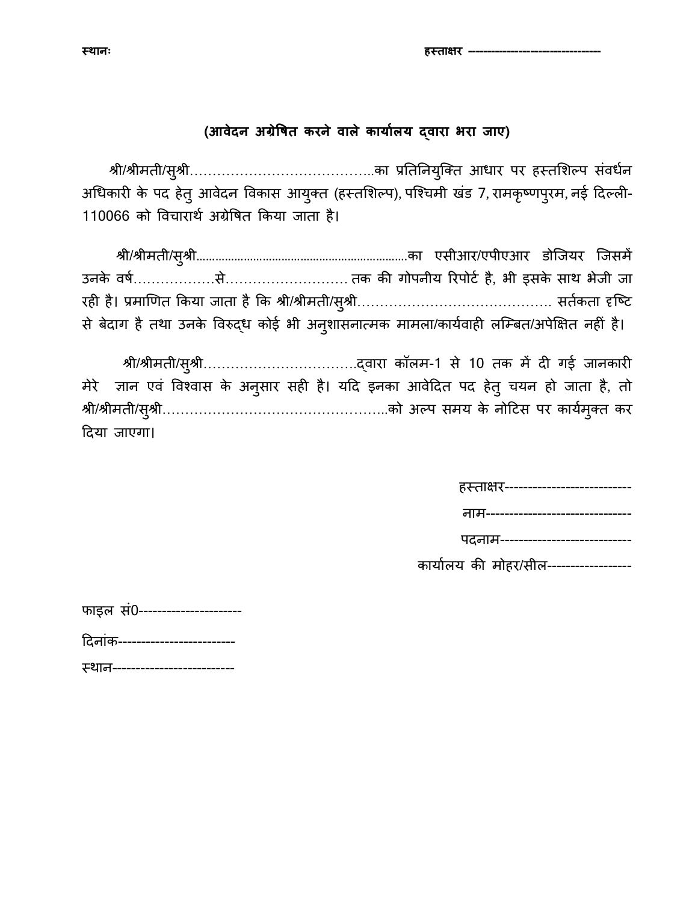स्थानः                                                                 हस्ताक्षर --------------------------------

**(आवेदन अग्रेषित करने वाले कार्यालय द्वारा भरा जाए)**

श्री/श्रीमती/सुश्री…………………………………..का प्रतिनियुक्ति आधार पर हस्तशिल्प संवर्धन अधिकारी के पद हेतु आवेदन विकास आयुक्त (हस्तशिल्प), पश्चिमी खंड 7, रामकृष्णपुरम, नई दिल्ली-110066 को विचारार्थ अग्रेषित किया जाता है।

श्री/श्रीमती/सुश्री.................................................................का एसीआर/एपीएआर डोजियर जिसमें उनके वर्ष………………से……………………… तक की गोपनीय रिपोर्ट है, भी इसके साथ भेजी जा रही है। प्रमाणित किया जाता है कि श्री/श्रीमती/सुश्री……………………………………. सर्तकता दृष्टि से बेदाग है तथा उनके विरुद्ध कोई भी अनुशासनात्मक मामला/कार्यवाही लम्बित/अपेक्षित नहीं है।

श्री/श्रीमती/सुश्री……………………………द्वारा कॉलम-1 से 10 तक में दी गई जानकारी मेरे ज्ञान एवं विश्वास के अनुसार सही है। यदि इनका आवेदित पद हेतु चयन हो जाता है, तो श्री/श्रीमती/सुश्री…………………………………………..को अल्प समय के नोटिस पर कार्यमुक्त कर दिया जाएगा।

हस्ताक्षर---------------------------

नाम-------------------------------

पदनाम----------------------------

कार्यालय की मोहर/सील------------------

फाइल सं0----------------------

दिनांक-------------------------

स्थान--------------------------